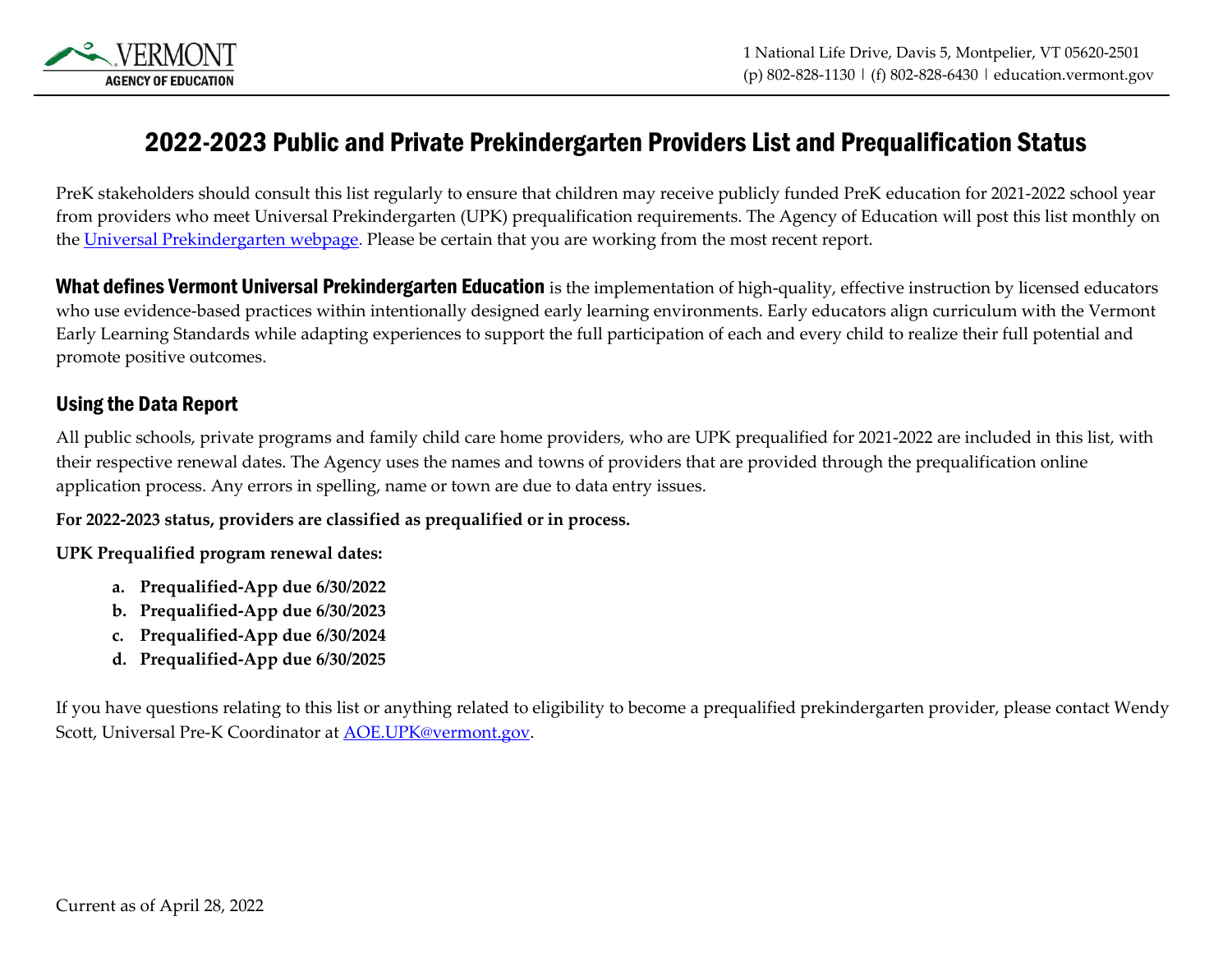VERMONT
AGENCY OF EDUCATION

1 National Life Drive, Davis 5, Montpelier, VT 05620-2501
(p) 802-828-1130 | (f) 802-828-6430 | education.vermont.gov

# 2022-2023 Public and Private Prekindergarten Providers List and Prequalification Status

PreK stakeholders should consult this list regularly to ensure that children may receive publicly funded PreK education for 2021-2022 school year from providers who meet Universal Prekindergarten (UPK) prequalification requirements. The Agency of Education will post this list monthly on the [Universal Prekindergarten webpage](). Please be certain that you are working from the most recent report.

**What defines Vermont Universal Prekindergarten Education** is the implementation of high-quality, effective instruction by licensed educators who use evidence-based practices within intentionally designed early learning environments. Early educators align curriculum with the Vermont Early Learning Standards while adapting experiences to support the full participation of each and every child to realize their full potential and promote positive outcomes.

## Using the Data Report

All public schools, private programs and family child care home providers, who are UPK prequalified for 2021-2022 are included in this list, with their respective renewal dates. The Agency uses the names and towns of providers that are provided through the prequalification online application process. Any errors in spelling, name or town are due to data entry issues.

**For 2022-2023 status, providers are classified as prequalified or in process.**

**UPK Prequalified program renewal dates:**

a. **Prequalified-App due 6/30/2022**
b. **Prequalified-App due 6/30/2023**
c. **Prequalified-App due 6/30/2024**
d. **Prequalified-App due 6/30/2025**

If you have questions relating to this list or anything related to eligibility to become a prequalified prekindergarten provider, please contact Wendy Scott, Universal Pre-K Coordinator at [AOE.UPK@vermont.gov]().

Current as of April 28, 2022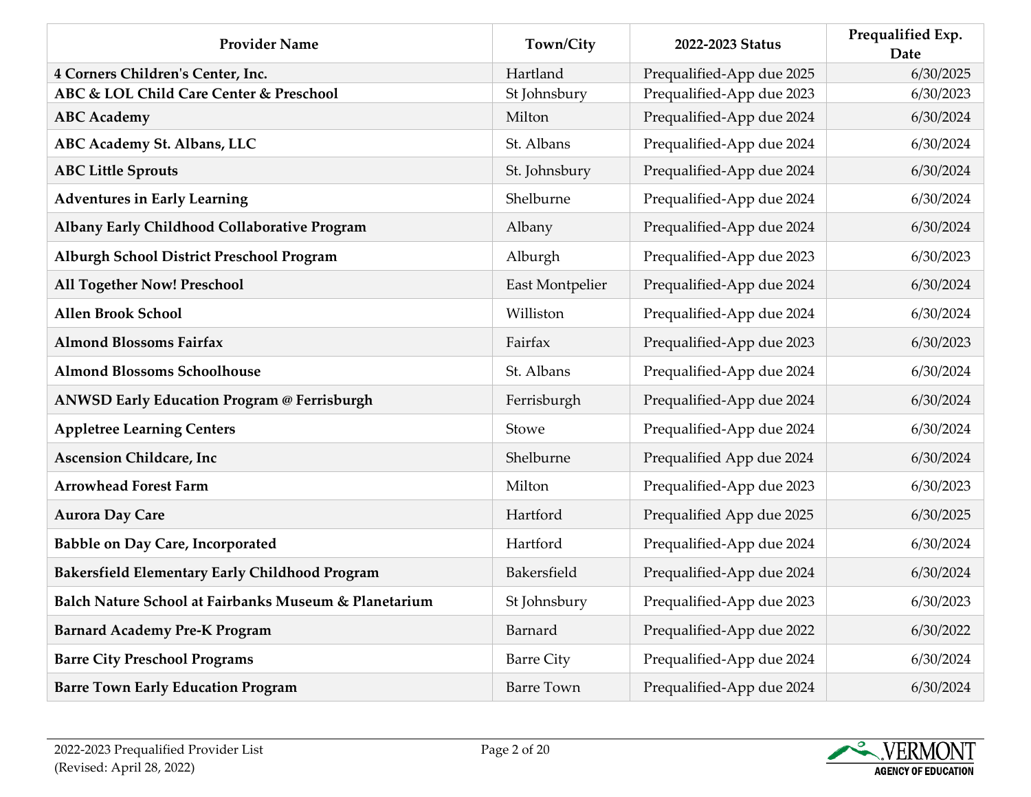| Provider Name | Town/City | 2022-2023 Status | Prequalified Exp. Date |
| --- | --- | --- | --- |
| **4 Corners Children's Center, Inc.** | Hartland | Prequalified-App due 2025 | 6/30/2025 |
| **ABC & LOL Child Care Center & Preschool** | St Johnsbury | Prequalified-App due 2023 | 6/30/2023 |
| **ABC Academy** | Milton | Prequalified-App due 2024 | 6/30/2024 |
| **ABC Academy St. Albans, LLC** | St. Albans | Prequalified-App due 2024 | 6/30/2024 |
| **ABC Little Sprouts** | St. Johnsbury | Prequalified-App due 2024 | 6/30/2024 |
| **Adventures in Early Learning** | Shelburne | Prequalified-App due 2024 | 6/30/2024 |
| **Albany Early Childhood Collaborative Program** | Albany | Prequalified-App due 2024 | 6/30/2024 |
| **Alburgh School District Preschool Program** | Alburgh | Prequalified-App due 2023 | 6/30/2023 |
| **All Together Now! Preschool** | East Montpelier | Prequalified-App due 2024 | 6/30/2024 |
| **Allen Brook School** | Williston | Prequalified-App due 2024 | 6/30/2024 |
| **Almond Blossoms Fairfax** | Fairfax | Prequalified-App due 2023 | 6/30/2023 |
| **Almond Blossoms Schoolhouse** | St. Albans | Prequalified-App due 2024 | 6/30/2024 |
| **ANWSD Early Education Program @ Ferrisburgh** | Ferrisburgh | Prequalified-App due 2024 | 6/30/2024 |
| **Appletree Learning Centers** | Stowe | Prequalified-App due 2024 | 6/30/2024 |
| **Ascension Childcare, Inc** | Shelburne | Prequalified App due 2024 | 6/30/2024 |
| **Arrowhead Forest Farm** | Milton | Prequalified-App due 2023 | 6/30/2023 |
| **Aurora Day Care** | Hartford | Prequalified App due 2025 | 6/30/2025 |
| **Babble on Day Care, Incorporated** | Hartford | Prequalified-App due 2024 | 6/30/2024 |
| **Bakersfield Elementary Early Childhood Program** | Bakersfield | Prequalified-App due 2024 | 6/30/2024 |
| **Balch Nature School at Fairbanks Museum & Planetarium** | St Johnsbury | Prequalified-App due 2023 | 6/30/2023 |
| **Barnard Academy Pre-K Program** | Barnard | Prequalified-App due 2022 | 6/30/2022 |
| **Barre City Preschool Programs** | Barre City | Prequalified-App due 2024 | 6/30/2024 |
| **Barre Town Early Education Program** | Barre Town | Prequalified-App due 2024 | 6/30/2024 |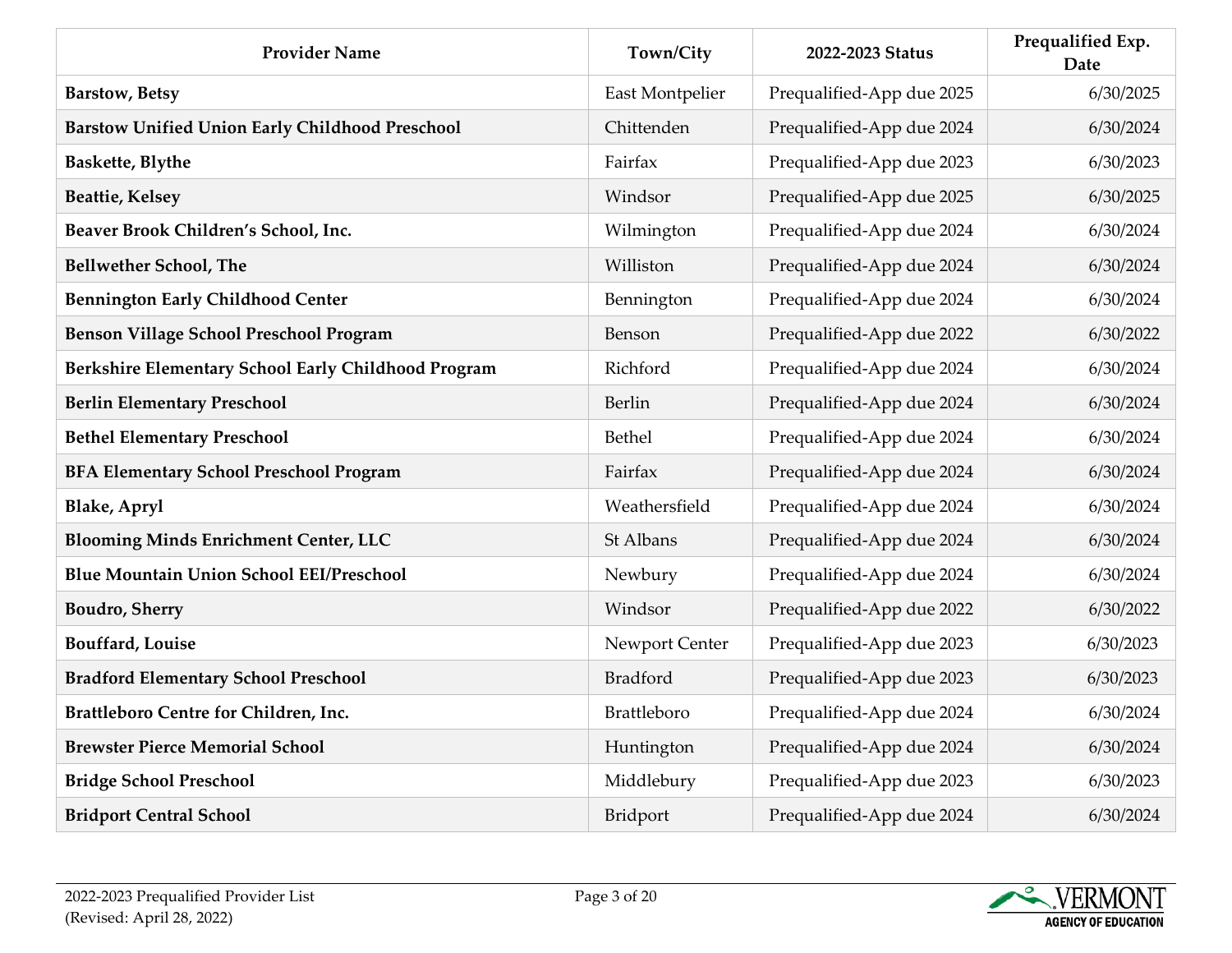| Provider Name | Town/City | 2022-2023 Status | Prequalified Exp. Date |
|---|---|---|---|
| **Barstow, Betsy** | East Montpelier | Prequalified-App due 2025 | 6/30/2025 |
| **Barstow Unified Union Early Childhood Preschool** | Chittenden | Prequalified-App due 2024 | 6/30/2024 |
| **Baskette, Blythe** | Fairfax | Prequalified-App due 2023 | 6/30/2023 |
| **Beattie, Kelsey** | Windsor | Prequalified-App due 2025 | 6/30/2025 |
| **Beaver Brook Children's School, Inc.** | Wilmington | Prequalified-App due 2024 | 6/30/2024 |
| **Bellwether School, The** | Williston | Prequalified-App due 2024 | 6/30/2024 |
| **Bennington Early Childhood Center** | Bennington | Prequalified-App due 2024 | 6/30/2024 |
| **Benson Village School Preschool Program** | Benson | Prequalified-App due 2022 | 6/30/2022 |
| **Berkshire Elementary School Early Childhood Program** | Richford | Prequalified-App due 2024 | 6/30/2024 |
| **Berlin Elementary Preschool** | Berlin | Prequalified-App due 2024 | 6/30/2024 |
| **Bethel Elementary Preschool** | Bethel | Prequalified-App due 2024 | 6/30/2024 |
| **BFA Elementary School Preschool Program** | Fairfax | Prequalified-App due 2024 | 6/30/2024 |
| **Blake, Apryl** | Weathersfield | Prequalified-App due 2024 | 6/30/2024 |
| **Blooming Minds Enrichment Center, LLC** | St Albans | Prequalified-App due 2024 | 6/30/2024 |
| **Blue Mountain Union School EEI/Preschool** | Newbury | Prequalified-App due 2024 | 6/30/2024 |
| **Boudro, Sherry** | Windsor | Prequalified-App due 2022 | 6/30/2022 |
| **Bouffard, Louise** | Newport Center | Prequalified-App due 2023 | 6/30/2023 |
| **Bradford Elementary School Preschool** | Bradford | Prequalified-App due 2023 | 6/30/2023 |
| **Brattleboro Centre for Children, Inc.** | Brattleboro | Prequalified-App due 2024 | 6/30/2024 |
| **Brewster Pierce Memorial School** | Huntington | Prequalified-App due 2024 | 6/30/2024 |
| **Bridge School Preschool** | Middlebury | Prequalified-App due 2023 | 6/30/2023 |
| **Bridport Central School** | Bridport | Prequalified-App due 2024 | 6/30/2024 |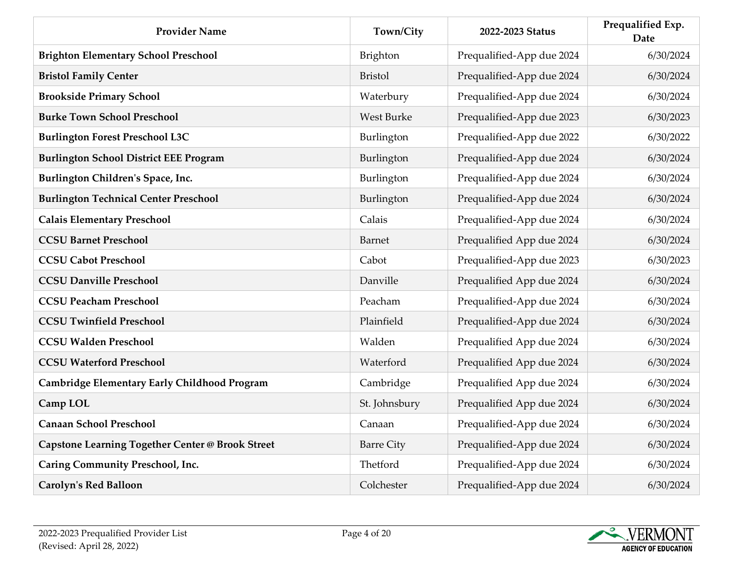| Provider Name | Town/City | 2022-2023 Status | Prequalified Exp. Date |
|---|---|---|---|
| **Brighton Elementary School Preschool** | Brighton | Prequalified-App due 2024 | 6/30/2024 |
| **Bristol Family Center** | Bristol | Prequalified-App due 2024 | 6/30/2024 |
| **Brookside Primary School** | Waterbury | Prequalified-App due 2024 | 6/30/2024 |
| **Burke Town School Preschool** | West Burke | Prequalified-App due 2023 | 6/30/2023 |
| **Burlington Forest Preschool L3C** | Burlington | Prequalified-App due 2022 | 6/30/2022 |
| **Burlington School District EEE Program** | Burlington | Prequalified-App due 2024 | 6/30/2024 |
| **Burlington Children's Space, Inc.** | Burlington | Prequalified-App due 2024 | 6/30/2024 |
| **Burlington Technical Center Preschool** | Burlington | Prequalified-App due 2024 | 6/30/2024 |
| **Calais Elementary Preschool** | Calais | Prequalified-App due 2024 | 6/30/2024 |
| **CCSU Barnet Preschool** | Barnet | Prequalified App due 2024 | 6/30/2024 |
| **CCSU Cabot Preschool** | Cabot | Prequalified-App due 2023 | 6/30/2023 |
| **CCSU Danville Preschool** | Danville | Prequalified App due 2024 | 6/30/2024 |
| **CCSU Peacham Preschool** | Peacham | Prequalified-App due 2024 | 6/30/2024 |
| **CCSU Twinfield Preschool** | Plainfield | Prequalified-App due 2024 | 6/30/2024 |
| **CCSU Walden Preschool** | Walden | Prequalified App due 2024 | 6/30/2024 |
| **CCSU Waterford Preschool** | Waterford | Prequalified App due 2024 | 6/30/2024 |
| **Cambridge Elementary Early Childhood Program** | Cambridge | Prequalified App due 2024 | 6/30/2024 |
| **Camp LOL** | St. Johnsbury | Prequalified App due 2024 | 6/30/2024 |
| **Canaan School Preschool** | Canaan | Prequalified-App due 2024 | 6/30/2024 |
| **Capstone Learning Together Center @ Brook Street** | Barre City | Prequalified-App due 2024 | 6/30/2024 |
| **Caring Community Preschool, Inc.** | Thetford | Prequalified-App due 2024 | 6/30/2024 |
| **Carolyn's Red Balloon** | Colchester | Prequalified-App due 2024 | 6/30/2024 |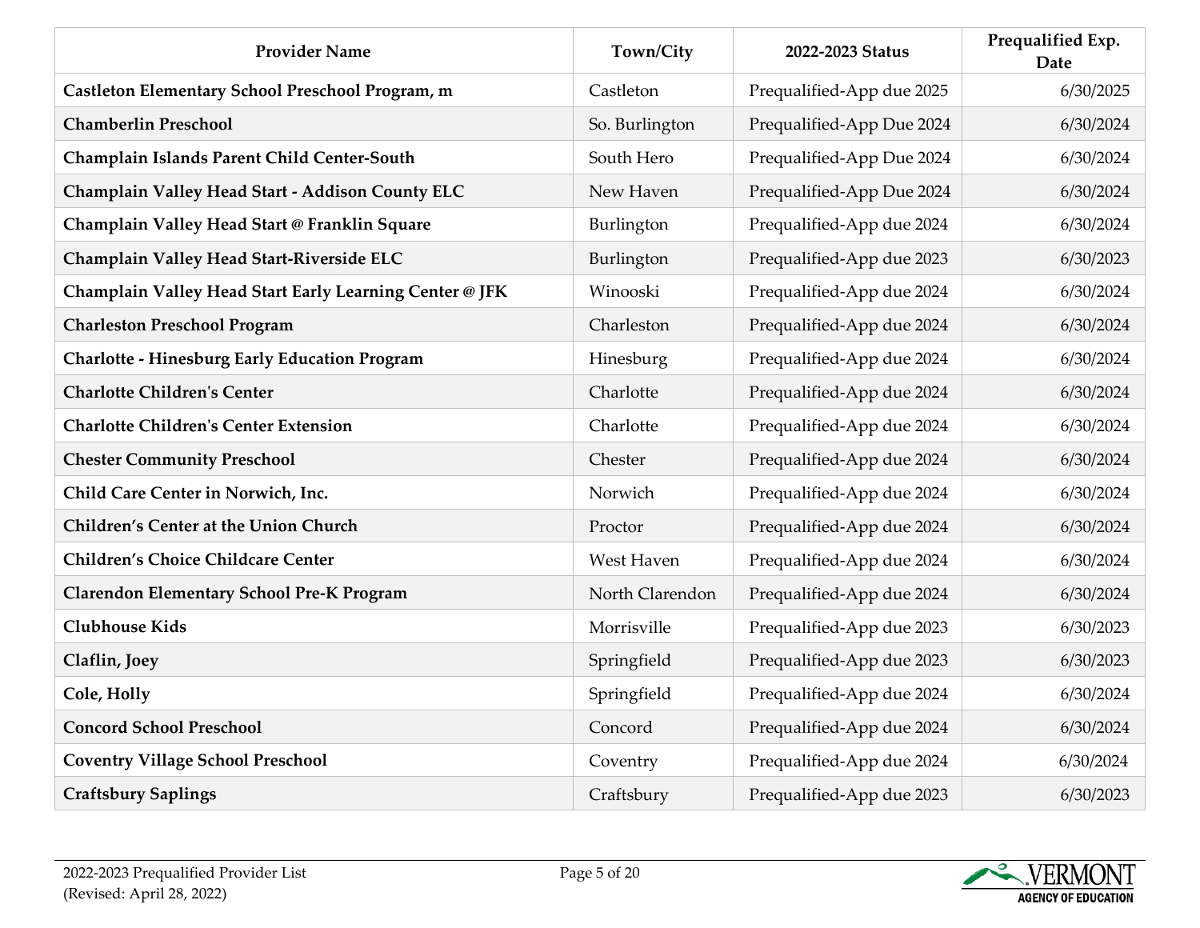| Provider Name | Town/City | 2022-2023 Status | Prequalified Exp. Date |
|---|---|---|---|
| **Castleton Elementary School Preschool Program, m** | Castleton | Prequalified-App due 2025 | 6/30/2025 |
| **Chamberlin Preschool** | So. Burlington | Prequalified-App Due 2024 | 6/30/2024 |
| **Champlain Islands Parent Child Center-South** | South Hero | Prequalified-App Due 2024 | 6/30/2024 |
| **Champlain Valley Head Start - Addison County ELC** | New Haven | Prequalified-App Due 2024 | 6/30/2024 |
| **Champlain Valley Head Start @ Franklin Square** | Burlington | Prequalified-App due 2024 | 6/30/2024 |
| **Champlain Valley Head Start-Riverside ELC** | Burlington | Prequalified-App due 2023 | 6/30/2023 |
| **Champlain Valley Head Start Early Learning Center @ JFK** | Winooski | Prequalified-App due 2024 | 6/30/2024 |
| **Charleston Preschool Program** | Charleston | Prequalified-App due 2024 | 6/30/2024 |
| **Charlotte - Hinesburg Early Education Program** | Hinesburg | Prequalified-App due 2024 | 6/30/2024 |
| **Charlotte Children's Center** | Charlotte | Prequalified-App due 2024 | 6/30/2024 |
| **Charlotte Children's Center Extension** | Charlotte | Prequalified-App due 2024 | 6/30/2024 |
| **Chester Community Preschool** | Chester | Prequalified-App due 2024 | 6/30/2024 |
| **Child Care Center in Norwich, Inc.** | Norwich | Prequalified-App due 2024 | 6/30/2024 |
| **Children's Center at the Union Church** | Proctor | Prequalified-App due 2024 | 6/30/2024 |
| **Children's Choice Childcare Center** | West Haven | Prequalified-App due 2024 | 6/30/2024 |
| **Clarendon Elementary School Pre-K Program** | North Clarendon | Prequalified-App due 2024 | 6/30/2024 |
| **Clubhouse Kids** | Morrisville | Prequalified-App due 2023 | 6/30/2023 |
| **Claflin, Joey** | Springfield | Prequalified-App due 2023 | 6/30/2023 |
| **Cole, Holly** | Springfield | Prequalified-App due 2024 | 6/30/2024 |
| **Concord School Preschool** | Concord | Prequalified-App due 2024 | 6/30/2024 |
| **Coventry Village School Preschool** | Coventry | Prequalified-App due 2024 | 6/30/2024 |
| **Craftsbury Saplings** | Craftsbury | Prequalified-App due 2023 | 6/30/2023 |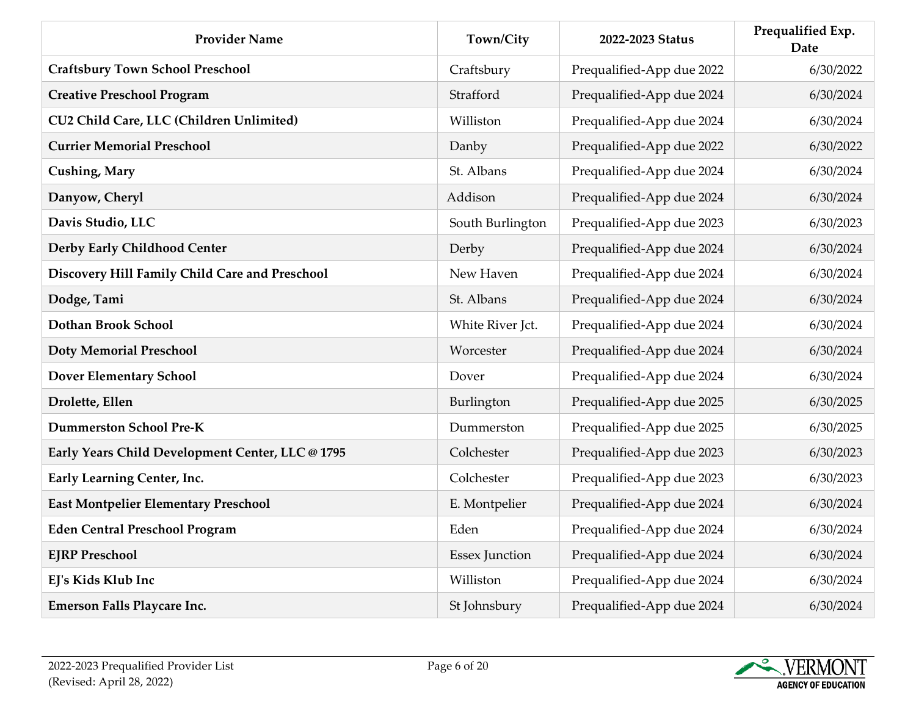| Provider Name | Town/City | 2022-2023 Status | Prequalified Exp. Date |
|---|---|---|---|
| **Craftsbury Town School Preschool** | Craftsbury | Prequalified-App due 2022 | 6/30/2022 |
| **Creative Preschool Program** | Strafford | Prequalified-App due 2024 | 6/30/2024 |
| **CU2 Child Care, LLC (Children Unlimited)** | Williston | Prequalified-App due 2024 | 6/30/2024 |
| **Currier Memorial Preschool** | Danby | Prequalified-App due 2022 | 6/30/2022 |
| **Cushing, Mary** | St. Albans | Prequalified-App due 2024 | 6/30/2024 |
| **Danyow, Cheryl** | Addison | Prequalified-App due 2024 | 6/30/2024 |
| **Davis Studio, LLC** | South Burlington | Prequalified-App due 2023 | 6/30/2023 |
| **Derby Early Childhood Center** | Derby | Prequalified-App due 2024 | 6/30/2024 |
| **Discovery Hill Family Child Care and Preschool** | New Haven | Prequalified-App due 2024 | 6/30/2024 |
| **Dodge, Tami** | St. Albans | Prequalified-App due 2024 | 6/30/2024 |
| **Dothan Brook School** | White River Jct. | Prequalified-App due 2024 | 6/30/2024 |
| **Doty Memorial Preschool** | Worcester | Prequalified-App due 2024 | 6/30/2024 |
| **Dover Elementary School** | Dover | Prequalified-App due 2024 | 6/30/2024 |
| **Drolette, Ellen** | Burlington | Prequalified-App due 2025 | 6/30/2025 |
| **Dummerston School Pre-K** | Dummerston | Prequalified-App due 2025 | 6/30/2025 |
| **Early Years Child Development Center, LLC @ 1795** | Colchester | Prequalified-App due 2023 | 6/30/2023 |
| **Early Learning Center, Inc.** | Colchester | Prequalified-App due 2023 | 6/30/2023 |
| **East Montpelier Elementary Preschool** | E. Montpelier | Prequalified-App due 2024 | 6/30/2024 |
| **Eden Central Preschool Program** | Eden | Prequalified-App due 2024 | 6/30/2024 |
| **EJRP Preschool** | Essex Junction | Prequalified-App due 2024 | 6/30/2024 |
| **EJ's Kids Klub Inc** | Williston | Prequalified-App due 2024 | 6/30/2024 |
| **Emerson Falls Playcare Inc.** | St Johnsbury | Prequalified-App due 2024 | 6/30/2024 |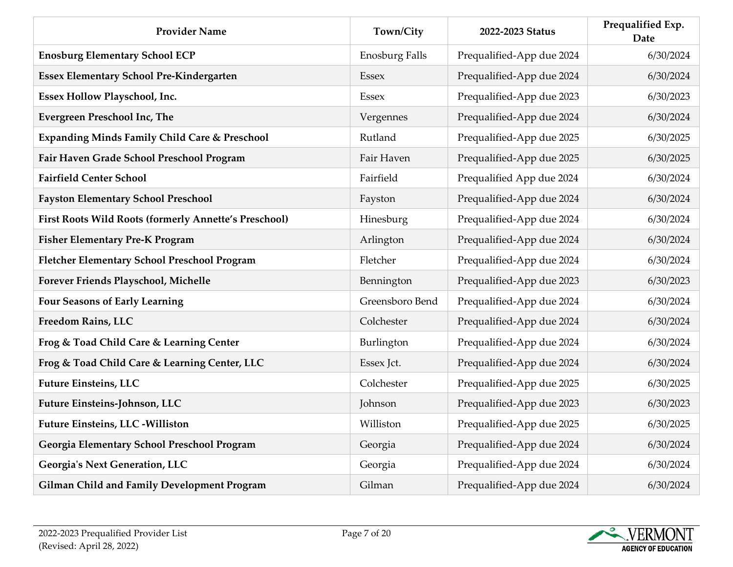| Provider Name | Town/City | 2022-2023 Status | Prequalified Exp. Date |
|---|---|---|---|
| **Enosburg Elementary School ECP** | Enosburg Falls | Prequalified-App due 2024 | 6/30/2024 |
| **Essex Elementary School Pre-Kindergarten** | Essex | Prequalified-App due 2024 | 6/30/2024 |
| **Essex Hollow Playschool, Inc.** | Essex | Prequalified-App due 2023 | 6/30/2023 |
| **Evergreen Preschool Inc, The** | Vergennes | Prequalified-App due 2024 | 6/30/2024 |
| **Expanding Minds Family Child Care & Preschool** | Rutland | Prequalified-App due 2025 | 6/30/2025 |
| **Fair Haven Grade School Preschool Program** | Fair Haven | Prequalified-App due 2025 | 6/30/2025 |
| **Fairfield Center School** | Fairfield | Prequalified App due 2024 | 6/30/2024 |
| **Fayston Elementary School Preschool** | Fayston | Prequalified-App due 2024 | 6/30/2024 |
| **First Roots Wild Roots (formerly Annette's Preschool)** | Hinesburg | Prequalified-App due 2024 | 6/30/2024 |
| **Fisher Elementary Pre-K Program** | Arlington | Prequalified-App due 2024 | 6/30/2024 |
| **Fletcher Elementary School Preschool Program** | Fletcher | Prequalified-App due 2024 | 6/30/2024 |
| **Forever Friends Playschool, Michelle** | Bennington | Prequalified-App due 2023 | 6/30/2023 |
| **Four Seasons of Early Learning** | Greensboro Bend | Prequalified-App due 2024 | 6/30/2024 |
| **Freedom Rains, LLC** | Colchester | Prequalified-App due 2024 | 6/30/2024 |
| **Frog & Toad Child Care & Learning Center** | Burlington | Prequalified-App due 2024 | 6/30/2024 |
| **Frog & Toad Child Care & Learning Center, LLC** | Essex Jct. | Prequalified-App due 2024 | 6/30/2024 |
| **Future Einsteins, LLC** | Colchester | Prequalified-App due 2025 | 6/30/2025 |
| **Future Einsteins-Johnson, LLC** | Johnson | Prequalified-App due 2023 | 6/30/2023 |
| **Future Einsteins, LLC -Williston** | Williston | Prequalified-App due 2025 | 6/30/2025 |
| **Georgia Elementary School Preschool Program** | Georgia | Prequalified-App due 2024 | 6/30/2024 |
| **Georgia's Next Generation, LLC** | Georgia | Prequalified-App due 2024 | 6/30/2024 |
| **Gilman Child and Family Development Program** | Gilman | Prequalified-App due 2024 | 6/30/2024 |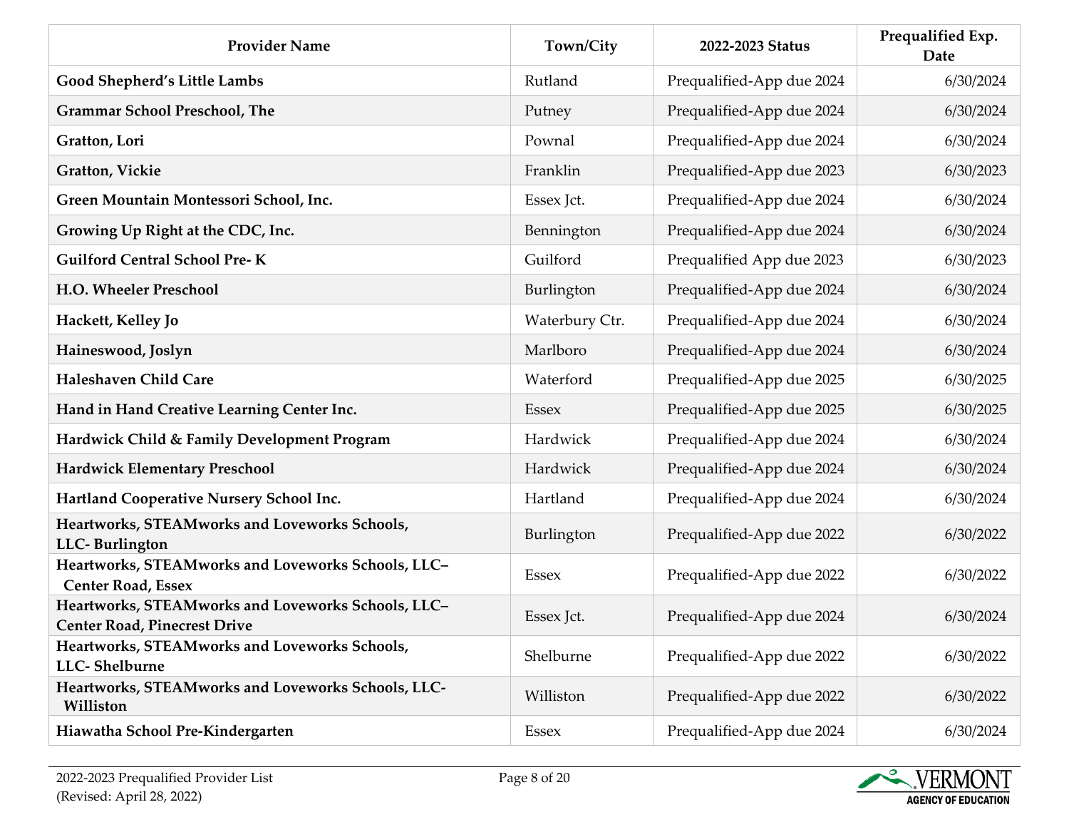| Provider Name | Town/City | 2022-2023 Status | Prequalified Exp. Date |
|---|---|---|---|
| **Good Shepherd's Little Lambs** | Rutland | Prequalified-App due 2024 | 6/30/2024 |
| **Grammar School Preschool, The** | Putney | Prequalified-App due 2024 | 6/30/2024 |
| **Gratton, Lori** | Pownal | Prequalified-App due 2024 | 6/30/2024 |
| **Gratton, Vickie** | Franklin | Prequalified-App due 2023 | 6/30/2023 |
| **Green Mountain Montessori School, Inc.** | Essex Jct. | Prequalified-App due 2024 | 6/30/2024 |
| **Growing Up Right at the CDC, Inc.** | Bennington | Prequalified-App due 2024 | 6/30/2024 |
| **Guilford Central School Pre- K** | Guilford | Prequalified App due 2023 | 6/30/2023 |
| **H.O. Wheeler Preschool** | Burlington | Prequalified-App due 2024 | 6/30/2024 |
| **Hackett, Kelley Jo** | Waterbury Ctr. | Prequalified-App due 2024 | 6/30/2024 |
| **Haineswood, Joslyn** | Marlboro | Prequalified-App due 2024 | 6/30/2024 |
| **Haleshaven Child Care** | Waterford | Prequalified-App due 2025 | 6/30/2025 |
| **Hand in Hand Creative Learning Center Inc.** | Essex | Prequalified-App due 2025 | 6/30/2025 |
| **Hardwick Child & Family Development Program** | Hardwick | Prequalified-App due 2024 | 6/30/2024 |
| **Hardwick Elementary Preschool** | Hardwick | Prequalified-App due 2024 | 6/30/2024 |
| **Hartland Cooperative Nursery School Inc.** | Hartland | Prequalified-App due 2024 | 6/30/2024 |
| **Heartworks, STEAMworks and Loveworks Schools, LLC- Burlington** | Burlington | Prequalified-App due 2022 | 6/30/2022 |
| **Heartworks, STEAMworks and Loveworks Schools, LLC– Center Road, Essex** | Essex | Prequalified-App due 2022 | 6/30/2022 |
| **Heartworks, STEAMworks and Loveworks Schools, LLC– Center Road, Pinecrest Drive** | Essex Jct. | Prequalified-App due 2024 | 6/30/2024 |
| **Heartworks, STEAMworks and Loveworks Schools, LLC- Shelburne** | Shelburne | Prequalified-App due 2022 | 6/30/2022 |
| **Heartworks, STEAMworks and Loveworks Schools, LLC- Williston** | Williston | Prequalified-App due 2022 | 6/30/2022 |
| **Hiawatha School Pre-Kindergarten** | Essex | Prequalified-App due 2024 | 6/30/2024 |

2022-2023 Prequalified Provider List
(Revised: April 28, 2022)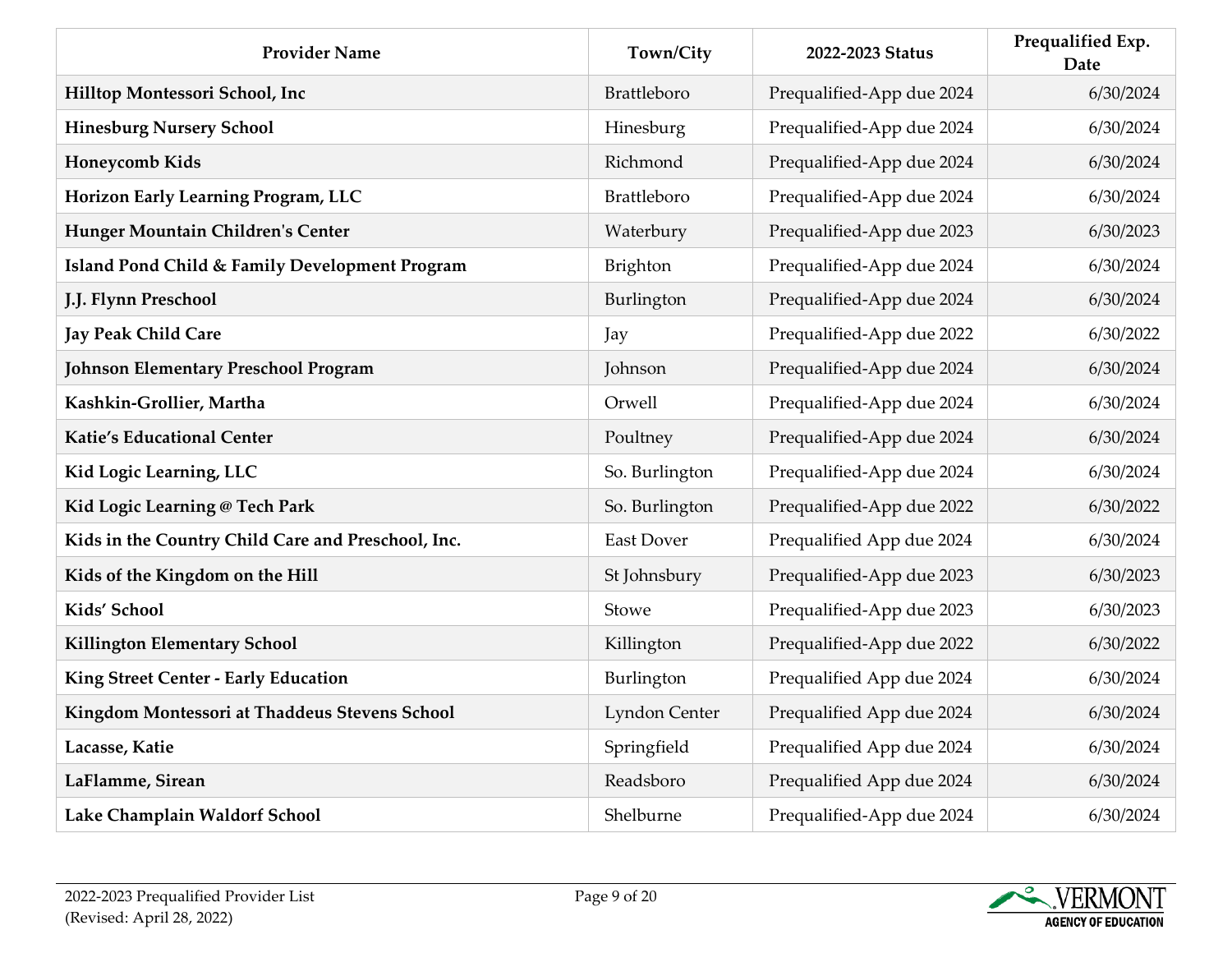| Provider Name | Town/City | 2022-2023 Status | Prequalified Exp. Date |
|---|---|---|---|
| **Hilltop Montessori School, Inc** | Brattleboro | Prequalified-App due 2024 | 6/30/2024 |
| **Hinesburg Nursery School** | Hinesburg | Prequalified-App due 2024 | 6/30/2024 |
| **Honeycomb Kids** | Richmond | Prequalified-App due 2024 | 6/30/2024 |
| **Horizon Early Learning Program, LLC** | Brattleboro | Prequalified-App due 2024 | 6/30/2024 |
| **Hunger Mountain Children's Center** | Waterbury | Prequalified-App due 2023 | 6/30/2023 |
| **Island Pond Child & Family Development Program** | Brighton | Prequalified-App due 2024 | 6/30/2024 |
| **J.J. Flynn Preschool** | Burlington | Prequalified-App due 2024 | 6/30/2024 |
| **Jay Peak Child Care** | Jay | Prequalified-App due 2022 | 6/30/2022 |
| **Johnson Elementary Preschool Program** | Johnson | Prequalified-App due 2024 | 6/30/2024 |
| **Kashkin-Grollier, Martha** | Orwell | Prequalified-App due 2024 | 6/30/2024 |
| **Katie's Educational Center** | Poultney | Prequalified-App due 2024 | 6/30/2024 |
| **Kid Logic Learning, LLC** | So. Burlington | Prequalified-App due 2024 | 6/30/2024 |
| **Kid Logic Learning @ Tech Park** | So. Burlington | Prequalified-App due 2022 | 6/30/2022 |
| **Kids in the Country Child Care and Preschool, Inc.** | East Dover | Prequalified App due 2024 | 6/30/2024 |
| **Kids of the Kingdom on the Hill** | St Johnsbury | Prequalified-App due 2023 | 6/30/2023 |
| **Kids' School** | Stowe | Prequalified-App due 2023 | 6/30/2023 |
| **Killington Elementary School** | Killington | Prequalified-App due 2022 | 6/30/2022 |
| **King Street Center - Early Education** | Burlington | Prequalified App due 2024 | 6/30/2024 |
| **Kingdom Montessori at Thaddeus Stevens School** | Lyndon Center | Prequalified App due 2024 | 6/30/2024 |
| **Lacasse, Katie** | Springfield | Prequalified App due 2024 | 6/30/2024 |
| **LaFlamme, Sirean** | Readsboro | Prequalified App due 2024 | 6/30/2024 |
| **Lake Champlain Waldorf School** | Shelburne | Prequalified-App due 2024 | 6/30/2024 |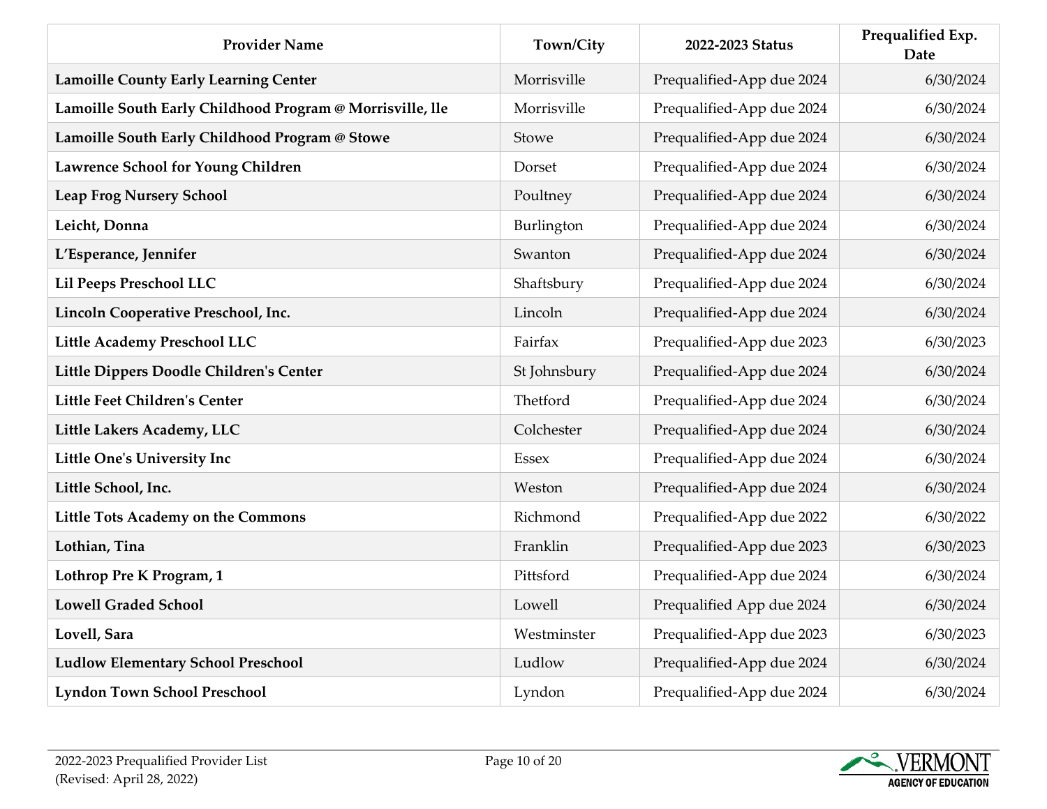| Provider Name | Town/City | 2022-2023 Status | Prequalified Exp. Date |
|---|---|---|---|
| **Lamoille County Early Learning Center** | Morrisville | Prequalified-App due 2024 | 6/30/2024 |
| **Lamoille South Early Childhood Program @ Morrisville, lle** | Morrisville | Prequalified-App due 2024 | 6/30/2024 |
| **Lamoille South Early Childhood Program @ Stowe** | Stowe | Prequalified-App due 2024 | 6/30/2024 |
| **Lawrence School for Young Children** | Dorset | Prequalified-App due 2024 | 6/30/2024 |
| **Leap Frog Nursery School** | Poultney | Prequalified-App due 2024 | 6/30/2024 |
| **Leicht, Donna** | Burlington | Prequalified-App due 2024 | 6/30/2024 |
| **L'Esperance, Jennifer** | Swanton | Prequalified-App due 2024 | 6/30/2024 |
| **Lil Peeps Preschool LLC** | Shaftsbury | Prequalified-App due 2024 | 6/30/2024 |
| **Lincoln Cooperative Preschool, Inc.** | Lincoln | Prequalified-App due 2024 | 6/30/2024 |
| **Little Academy Preschool LLC** | Fairfax | Prequalified-App due 2023 | 6/30/2023 |
| **Little Dippers Doodle Children's Center** | St Johnsbury | Prequalified-App due 2024 | 6/30/2024 |
| **Little Feet Children's Center** | Thetford | Prequalified-App due 2024 | 6/30/2024 |
| **Little Lakers Academy, LLC** | Colchester | Prequalified-App due 2024 | 6/30/2024 |
| **Little One's University Inc** | Essex | Prequalified-App due 2024 | 6/30/2024 |
| **Little School, Inc.** | Weston | Prequalified-App due 2024 | 6/30/2024 |
| **Little Tots Academy on the Commons** | Richmond | Prequalified-App due 2022 | 6/30/2022 |
| **Lothian, Tina** | Franklin | Prequalified-App due 2023 | 6/30/2023 |
| **Lothrop Pre K Program, 1** | Pittsford | Prequalified-App due 2024 | 6/30/2024 |
| **Lowell Graded School** | Lowell | Prequalified App due 2024 | 6/30/2024 |
| **Lovell, Sara** | Westminster | Prequalified-App due 2023 | 6/30/2023 |
| **Ludlow Elementary School Preschool** | Ludlow | Prequalified-App due 2024 | 6/30/2024 |
| **Lyndon Town School Preschool** | Lyndon | Prequalified-App due 2024 | 6/30/2024 |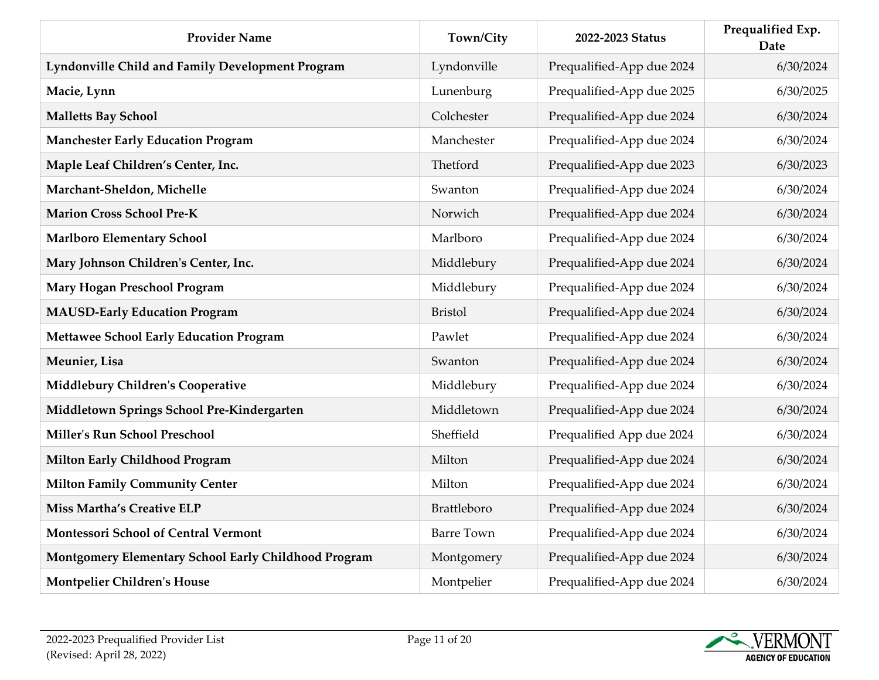| Provider Name | Town/City | 2022-2023 Status | Prequalified Exp. Date |
|---|---|---|---|
| **Lyndonville Child and Family Development Program** | Lyndonville | Prequalified-App due 2024 | 6/30/2024 |
| **Macie, Lynn** | Lunenburg | Prequalified-App due 2025 | 6/30/2025 |
| **Malletts Bay School** | Colchester | Prequalified-App due 2024 | 6/30/2024 |
| **Manchester Early Education Program** | Manchester | Prequalified-App due 2024 | 6/30/2024 |
| **Maple Leaf Children's Center, Inc.** | Thetford | Prequalified-App due 2023 | 6/30/2023 |
| **Marchant-Sheldon, Michelle** | Swanton | Prequalified-App due 2024 | 6/30/2024 |
| **Marion Cross School Pre-K** | Norwich | Prequalified-App due 2024 | 6/30/2024 |
| **Marlboro Elementary School** | Marlboro | Prequalified-App due 2024 | 6/30/2024 |
| **Mary Johnson Children's Center, Inc.** | Middlebury | Prequalified-App due 2024 | 6/30/2024 |
| **Mary Hogan Preschool Program** | Middlebury | Prequalified-App due 2024 | 6/30/2024 |
| **MAUSD-Early Education Program** | Bristol | Prequalified-App due 2024 | 6/30/2024 |
| **Mettawee School Early Education Program** | Pawlet | Prequalified-App due 2024 | 6/30/2024 |
| **Meunier, Lisa** | Swanton | Prequalified-App due 2024 | 6/30/2024 |
| **Middlebury Children's Cooperative** | Middlebury | Prequalified-App due 2024 | 6/30/2024 |
| **Middletown Springs School Pre-Kindergarten** | Middletown | Prequalified-App due 2024 | 6/30/2024 |
| **Miller's Run School Preschool** | Sheffield | Prequalified App due 2024 | 6/30/2024 |
| **Milton Early Childhood Program** | Milton | Prequalified-App due 2024 | 6/30/2024 |
| **Milton Family Community Center** | Milton | Prequalified-App due 2024 | 6/30/2024 |
| **Miss Martha's Creative ELP** | Brattleboro | Prequalified-App due 2024 | 6/30/2024 |
| **Montessori School of Central Vermont** | Barre Town | Prequalified-App due 2024 | 6/30/2024 |
| **Montgomery Elementary School Early Childhood Program** | Montgomery | Prequalified-App due 2024 | 6/30/2024 |
| **Montpelier Children's House** | Montpelier | Prequalified-App due 2024 | 6/30/2024 |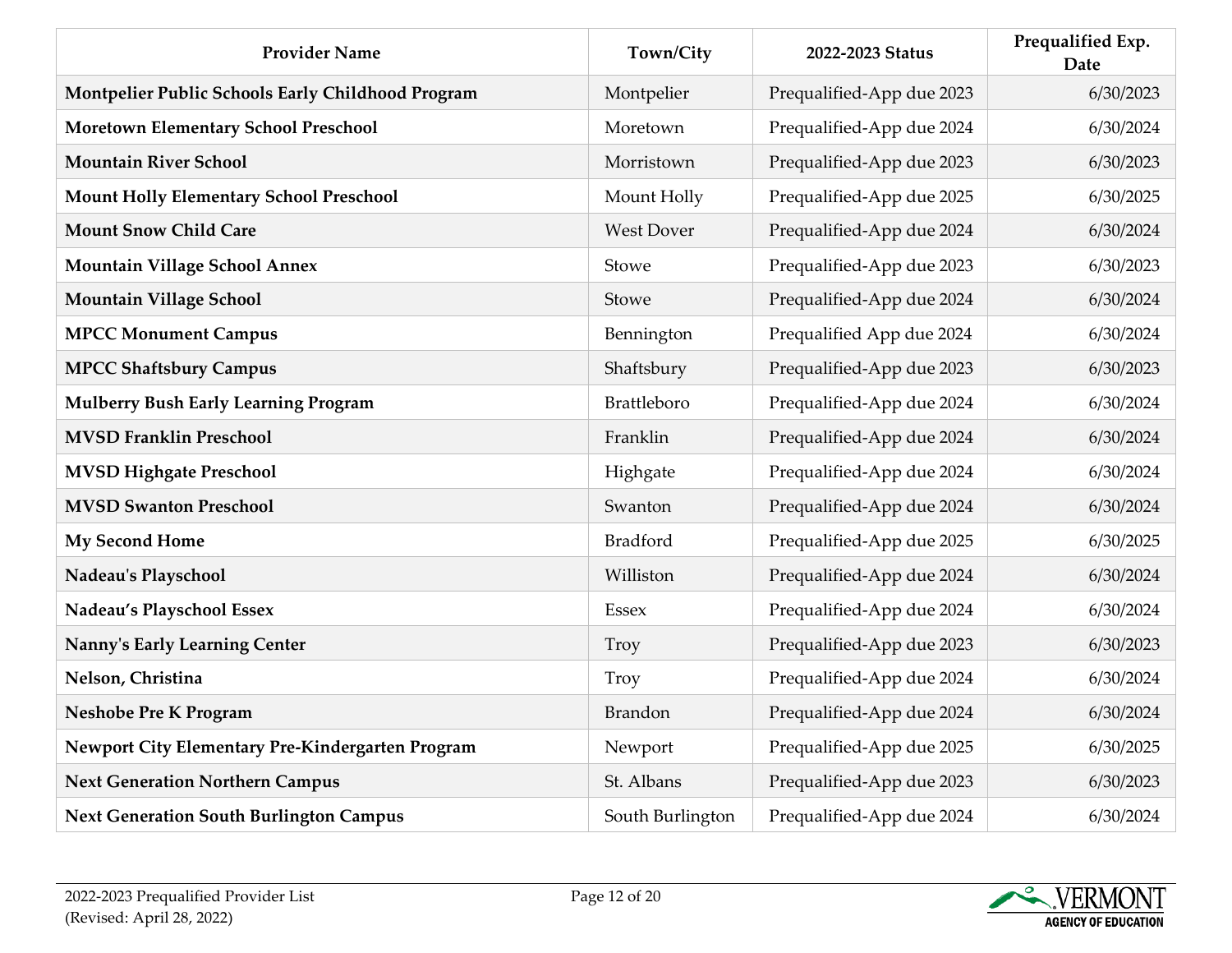| Provider Name | Town/City | 2022-2023 Status | Prequalified Exp. Date |
|---|---|---|---|
| **Montpelier Public Schools Early Childhood Program** | Montpelier | Prequalified-App due 2023 | 6/30/2023 |
| **Moretown Elementary School Preschool** | Moretown | Prequalified-App due 2024 | 6/30/2024 |
| **Mountain River School** | Morristown | Prequalified-App due 2023 | 6/30/2023 |
| **Mount Holly Elementary School Preschool** | Mount Holly | Prequalified-App due 2025 | 6/30/2025 |
| **Mount Snow Child Care** | West Dover | Prequalified-App due 2024 | 6/30/2024 |
| **Mountain Village School Annex** | Stowe | Prequalified-App due 2023 | 6/30/2023 |
| **Mountain Village School** | Stowe | Prequalified-App due 2024 | 6/30/2024 |
| **MPCC Monument Campus** | Bennington | Prequalified App due 2024 | 6/30/2024 |
| **MPCC Shaftsbury Campus** | Shaftsbury | Prequalified-App due 2023 | 6/30/2023 |
| **Mulberry Bush Early Learning Program** | Brattleboro | Prequalified-App due 2024 | 6/30/2024 |
| **MVSD Franklin Preschool** | Franklin | Prequalified-App due 2024 | 6/30/2024 |
| **MVSD Highgate Preschool** | Highgate | Prequalified-App due 2024 | 6/30/2024 |
| **MVSD Swanton Preschool** | Swanton | Prequalified-App due 2024 | 6/30/2024 |
| **My Second Home** | Bradford | Prequalified-App due 2025 | 6/30/2025 |
| **Nadeau's Playschool** | Williston | Prequalified-App due 2024 | 6/30/2024 |
| **Nadeau’s Playschool Essex** | Essex | Prequalified-App due 2024 | 6/30/2024 |
| **Nanny's Early Learning Center** | Troy | Prequalified-App due 2023 | 6/30/2023 |
| **Nelson, Christina** | Troy | Prequalified-App due 2024 | 6/30/2024 |
| **Neshobe Pre K Program** | Brandon | Prequalified-App due 2024 | 6/30/2024 |
| **Newport City Elementary Pre-Kindergarten Program** | Newport | Prequalified-App due 2025 | 6/30/2025 |
| **Next Generation Northern Campus** | St. Albans | Prequalified-App due 2023 | 6/30/2023 |
| **Next Generation South Burlington Campus** | South Burlington | Prequalified-App due 2024 | 6/30/2024 |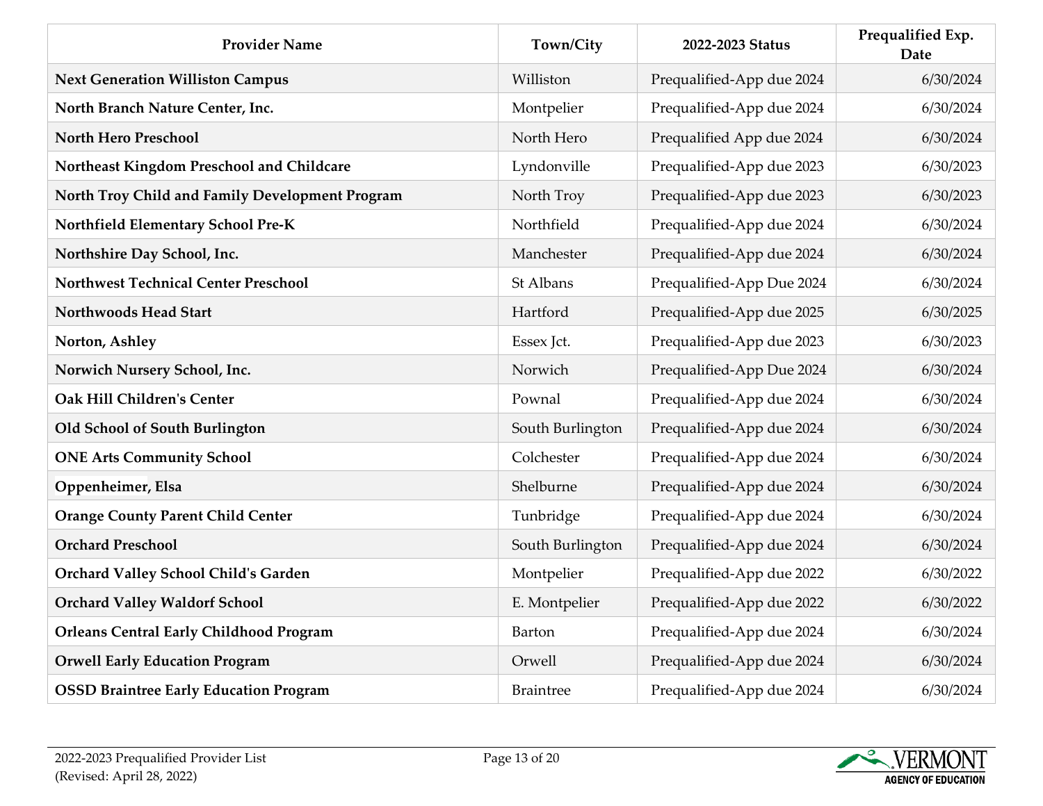| Provider Name | Town/City | 2022-2023 Status | Prequalified Exp. Date |
|---|---|---|---|
| **Next Generation Williston Campus** | Williston | Prequalified-App due 2024 | 6/30/2024 |
| **North Branch Nature Center, Inc.** | Montpelier | Prequalified-App due 2024 | 6/30/2024 |
| **North Hero Preschool** | North Hero | Prequalified App due 2024 | 6/30/2024 |
| **Northeast Kingdom Preschool and Childcare** | Lyndonville | Prequalified-App due 2023 | 6/30/2023 |
| **North Troy Child and Family Development Program** | North Troy | Prequalified-App due 2023 | 6/30/2023 |
| **Northfield Elementary School Pre-K** | Northfield | Prequalified-App due 2024 | 6/30/2024 |
| **Northshire Day School, Inc.** | Manchester | Prequalified-App due 2024 | 6/30/2024 |
| **Northwest Technical Center Preschool** | St Albans | Prequalified-App Due 2024 | 6/30/2024 |
| **Northwoods Head Start** | Hartford | Prequalified-App due 2025 | 6/30/2025 |
| **Norton, Ashley** | Essex Jct. | Prequalified-App due 2023 | 6/30/2023 |
| **Norwich Nursery School, Inc.** | Norwich | Prequalified-App Due 2024 | 6/30/2024 |
| **Oak Hill Children's Center** | Pownal | Prequalified-App due 2024 | 6/30/2024 |
| **Old School of South Burlington** | South Burlington | Prequalified-App due 2024 | 6/30/2024 |
| **ONE Arts Community School** | Colchester | Prequalified-App due 2024 | 6/30/2024 |
| **Oppenheimer, Elsa** | Shelburne | Prequalified-App due 2024 | 6/30/2024 |
| **Orange County Parent Child Center** | Tunbridge | Prequalified-App due 2024 | 6/30/2024 |
| **Orchard Preschool** | South Burlington | Prequalified-App due 2024 | 6/30/2024 |
| **Orchard Valley School Child's Garden** | Montpelier | Prequalified-App due 2022 | 6/30/2022 |
| **Orchard Valley Waldorf School** | E. Montpelier | Prequalified-App due 2022 | 6/30/2022 |
| **Orleans Central Early Childhood Program** | Barton | Prequalified-App due 2024 | 6/30/2024 |
| **Orwell Early Education Program** | Orwell | Prequalified-App due 2024 | 6/30/2024 |
| **OSSD Braintree Early Education Program** | Braintree | Prequalified-App due 2024 | 6/30/2024 |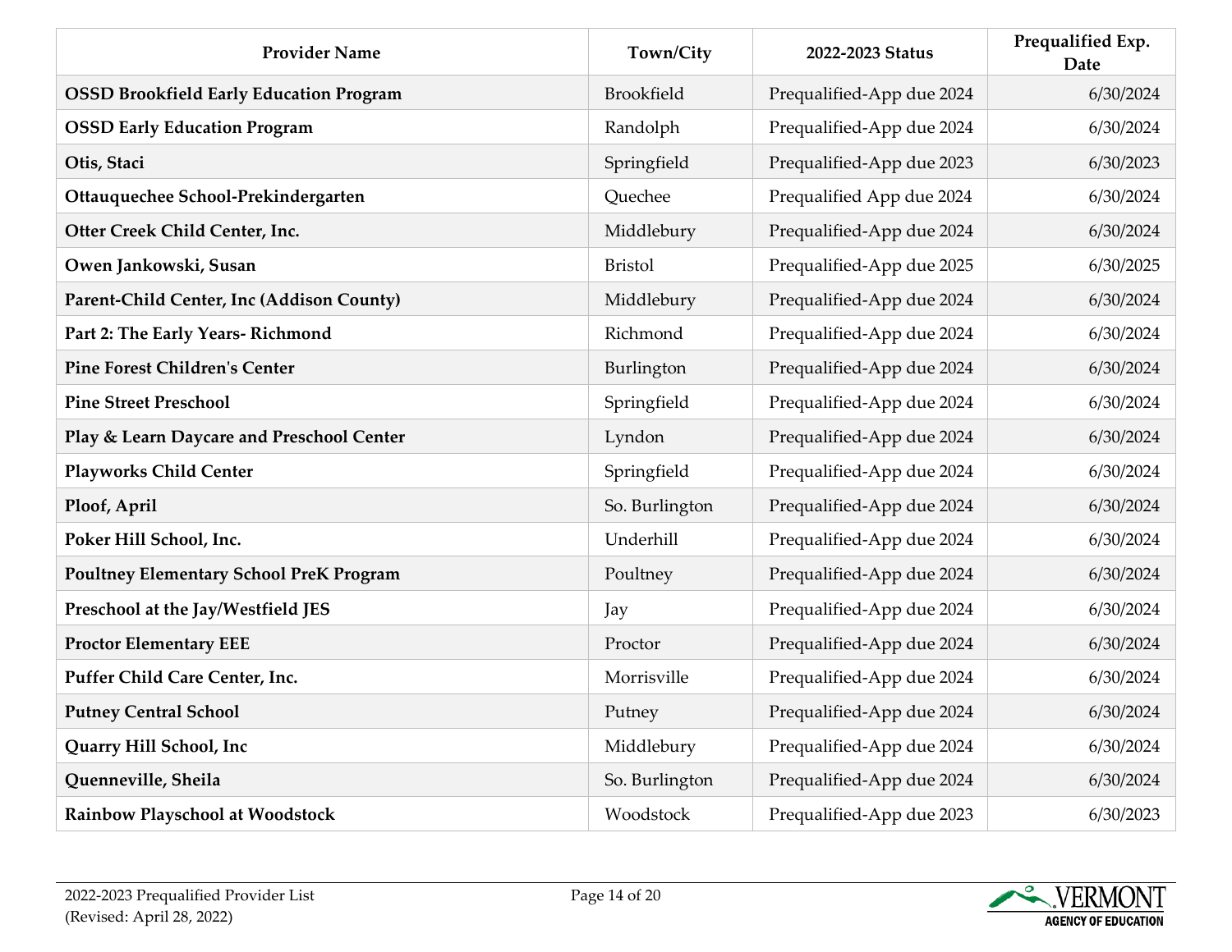| Provider Name | Town/City | 2022-2023 Status | Prequalified Exp. Date |
|---|---|---|---|
| **OSSD Brookfield Early Education Program** | Brookfield | Prequalified-App due 2024 | 6/30/2024 |
| **OSSD Early Education Program** | Randolph | Prequalified-App due 2024 | 6/30/2024 |
| **Otis, Staci** | Springfield | Prequalified-App due 2023 | 6/30/2023 |
| **Ottauquechee School-Prekindergarten** | Quechee | Prequalified App due 2024 | 6/30/2024 |
| **Otter Creek Child Center, Inc.** | Middlebury | Prequalified-App due 2024 | 6/30/2024 |
| **Owen Jankowski, Susan** | Bristol | Prequalified-App due 2025 | 6/30/2025 |
| **Parent-Child Center, Inc (Addison County)** | Middlebury | Prequalified-App due 2024 | 6/30/2024 |
| **Part 2: The Early Years- Richmond** | Richmond | Prequalified-App due 2024 | 6/30/2024 |
| **Pine Forest Children's Center** | Burlington | Prequalified-App due 2024 | 6/30/2024 |
| **Pine Street Preschool** | Springfield | Prequalified-App due 2024 | 6/30/2024 |
| **Play & Learn Daycare and Preschool Center** | Lyndon | Prequalified-App due 2024 | 6/30/2024 |
| **Playworks Child Center** | Springfield | Prequalified-App due 2024 | 6/30/2024 |
| **Ploof, April** | So. Burlington | Prequalified-App due 2024 | 6/30/2024 |
| **Poker Hill School, Inc.** | Underhill | Prequalified-App due 2024 | 6/30/2024 |
| **Poultney Elementary School PreK Program** | Poultney | Prequalified-App due 2024 | 6/30/2024 |
| **Preschool at the Jay/Westfield JES** | Jay | Prequalified-App due 2024 | 6/30/2024 |
| **Proctor Elementary EEE** | Proctor | Prequalified-App due 2024 | 6/30/2024 |
| **Puffer Child Care Center, Inc.** | Morrisville | Prequalified-App due 2024 | 6/30/2024 |
| **Putney Central School** | Putney | Prequalified-App due 2024 | 6/30/2024 |
| **Quarry Hill School, Inc** | Middlebury | Prequalified-App due 2024 | 6/30/2024 |
| **Quenneville, Sheila** | So. Burlington | Prequalified-App due 2024 | 6/30/2024 |
| **Rainbow Playschool at Woodstock** | Woodstock | Prequalified-App due 2023 | 6/30/2023 |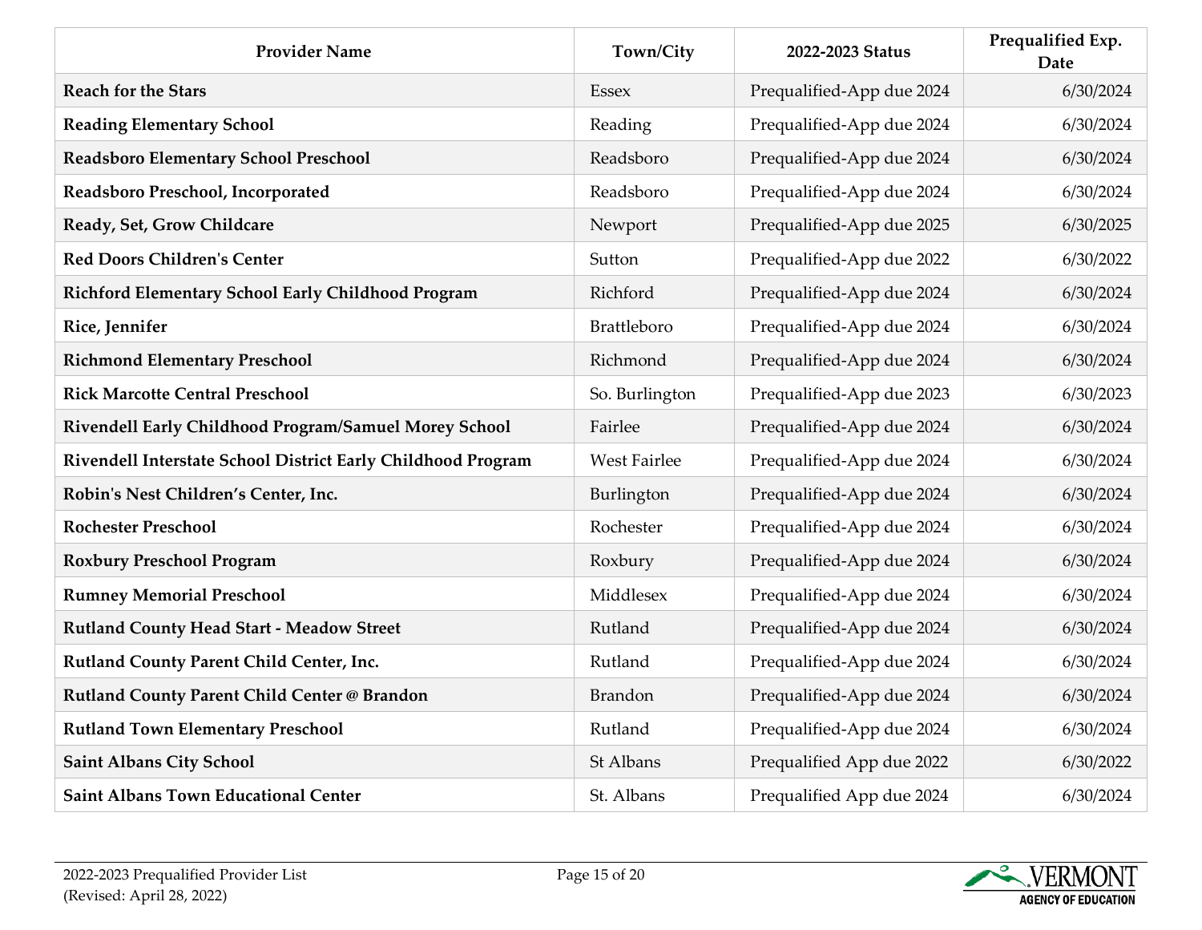| Provider Name | Town/City | 2022-2023 Status | Prequalified Exp. Date |
|---|---|---|---|
| **Reach for the Stars** | Essex | Prequalified-App due 2024 | 6/30/2024 |
| **Reading Elementary School** | Reading | Prequalified-App due 2024 | 6/30/2024 |
| **Readsboro Elementary School Preschool** | Readsboro | Prequalified-App due 2024 | 6/30/2024 |
| **Readsboro Preschool, Incorporated** | Readsboro | Prequalified-App due 2024 | 6/30/2024 |
| **Ready, Set, Grow Childcare** | Newport | Prequalified-App due 2025 | 6/30/2025 |
| **Red Doors Children's Center** | Sutton | Prequalified-App due 2022 | 6/30/2022 |
| **Richford Elementary School Early Childhood Program** | Richford | Prequalified-App due 2024 | 6/30/2024 |
| **Rice, Jennifer** | Brattleboro | Prequalified-App due 2024 | 6/30/2024 |
| **Richmond Elementary Preschool** | Richmond | Prequalified-App due 2024 | 6/30/2024 |
| **Rick Marcotte Central Preschool** | So. Burlington | Prequalified-App due 2023 | 6/30/2023 |
| **Rivendell Early Childhood Program/Samuel Morey School** | Fairlee | Prequalified-App due 2024 | 6/30/2024 |
| **Rivendell Interstate School District Early Childhood Program** | West Fairlee | Prequalified-App due 2024 | 6/30/2024 |
| **Robin's Nest Children's Center, Inc.** | Burlington | Prequalified-App due 2024 | 6/30/2024 |
| **Rochester Preschool** | Rochester | Prequalified-App due 2024 | 6/30/2024 |
| **Roxbury Preschool Program** | Roxbury | Prequalified-App due 2024 | 6/30/2024 |
| **Rumney Memorial Preschool** | Middlesex | Prequalified-App due 2024 | 6/30/2024 |
| **Rutland County Head Start - Meadow Street** | Rutland | Prequalified-App due 2024 | 6/30/2024 |
| **Rutland County Parent Child Center, Inc.** | Rutland | Prequalified-App due 2024 | 6/30/2024 |
| **Rutland County Parent Child Center @ Brandon** | Brandon | Prequalified-App due 2024 | 6/30/2024 |
| **Rutland Town Elementary Preschool** | Rutland | Prequalified-App due 2024 | 6/30/2024 |
| **Saint Albans City School** | St Albans | Prequalified App due 2022 | 6/30/2022 |
| **Saint Albans Town Educational Center** | St. Albans | Prequalified App due 2024 | 6/30/2024 |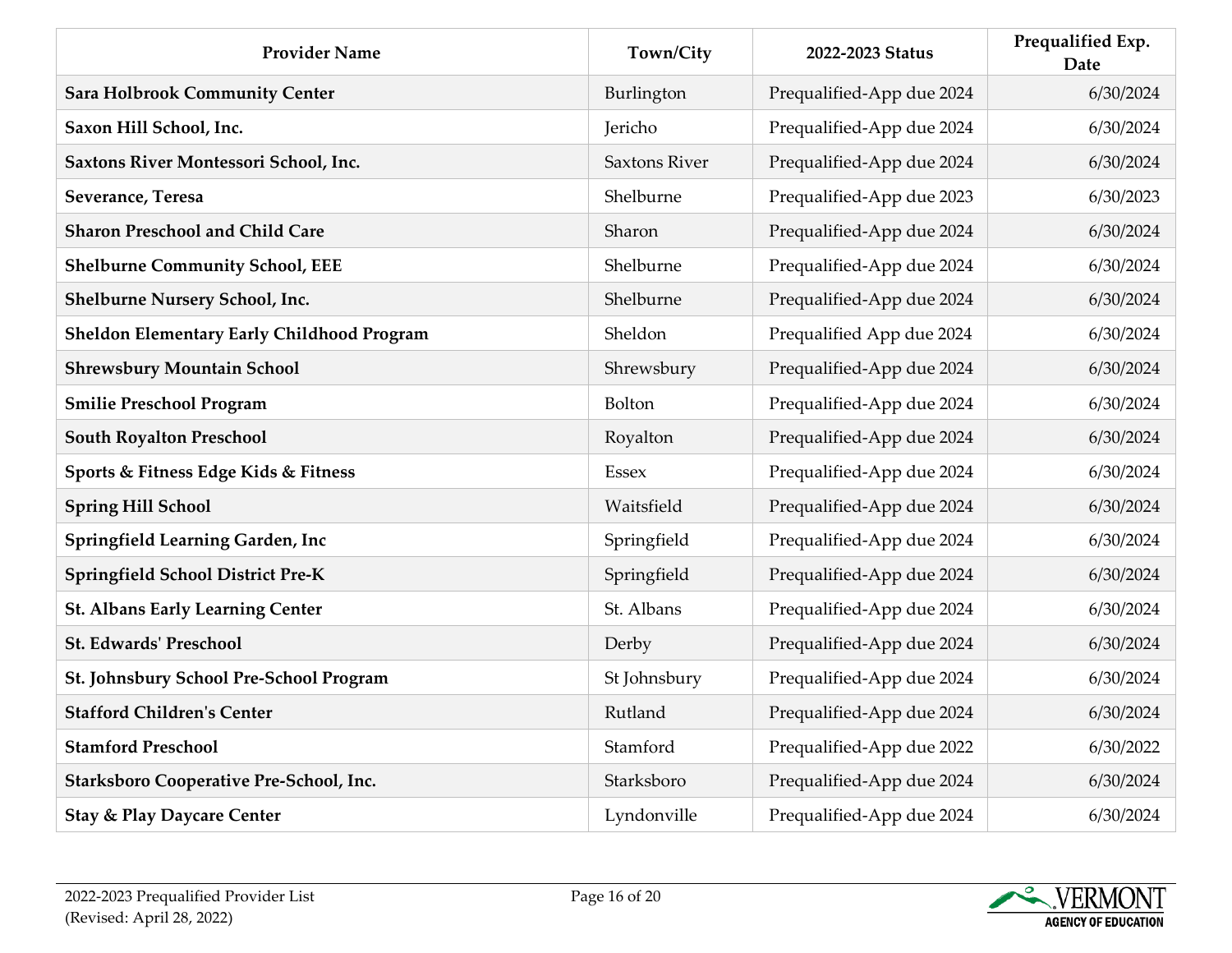| Provider Name | Town/City | 2022-2023 Status | Prequalified Exp. Date |
|---|---|---|---|
| **Sara Holbrook Community Center** | Burlington | Prequalified-App due 2024 | 6/30/2024 |
| **Saxon Hill School, Inc.** | Jericho | Prequalified-App due 2024 | 6/30/2024 |
| **Saxtons River Montessori School, Inc.** | Saxtons River | Prequalified-App due 2024 | 6/30/2024 |
| **Severance, Teresa** | Shelburne | Prequalified-App due 2023 | 6/30/2023 |
| **Sharon Preschool and Child Care** | Sharon | Prequalified-App due 2024 | 6/30/2024 |
| **Shelburne Community School, EEE** | Shelburne | Prequalified-App due 2024 | 6/30/2024 |
| **Shelburne Nursery School, Inc.** | Shelburne | Prequalified-App due 2024 | 6/30/2024 |
| **Sheldon Elementary Early Childhood Program** | Sheldon | Prequalified App due 2024 | 6/30/2024 |
| **Shrewsbury Mountain School** | Shrewsbury | Prequalified-App due 2024 | 6/30/2024 |
| **Smilie Preschool Program** | Bolton | Prequalified-App due 2024 | 6/30/2024 |
| **South Royalton Preschool** | Royalton | Prequalified-App due 2024 | 6/30/2024 |
| **Sports & Fitness Edge Kids & Fitness** | Essex | Prequalified-App due 2024 | 6/30/2024 |
| **Spring Hill School** | Waitsfield | Prequalified-App due 2024 | 6/30/2024 |
| **Springfield Learning Garden, Inc** | Springfield | Prequalified-App due 2024 | 6/30/2024 |
| **Springfield School District Pre-K** | Springfield | Prequalified-App due 2024 | 6/30/2024 |
| **St. Albans Early Learning Center** | St. Albans | Prequalified-App due 2024 | 6/30/2024 |
| **St. Edwards' Preschool** | Derby | Prequalified-App due 2024 | 6/30/2024 |
| **St. Johnsbury School Pre-School Program** | St Johnsbury | Prequalified-App due 2024 | 6/30/2024 |
| **Stafford Children's Center** | Rutland | Prequalified-App due 2024 | 6/30/2024 |
| **Stamford Preschool** | Stamford | Prequalified-App due 2022 | 6/30/2022 |
| **Starksboro Cooperative Pre-School, Inc.** | Starksboro | Prequalified-App due 2024 | 6/30/2024 |
| **Stay & Play Daycare Center** | Lyndonville | Prequalified-App due 2024 | 6/30/2024 |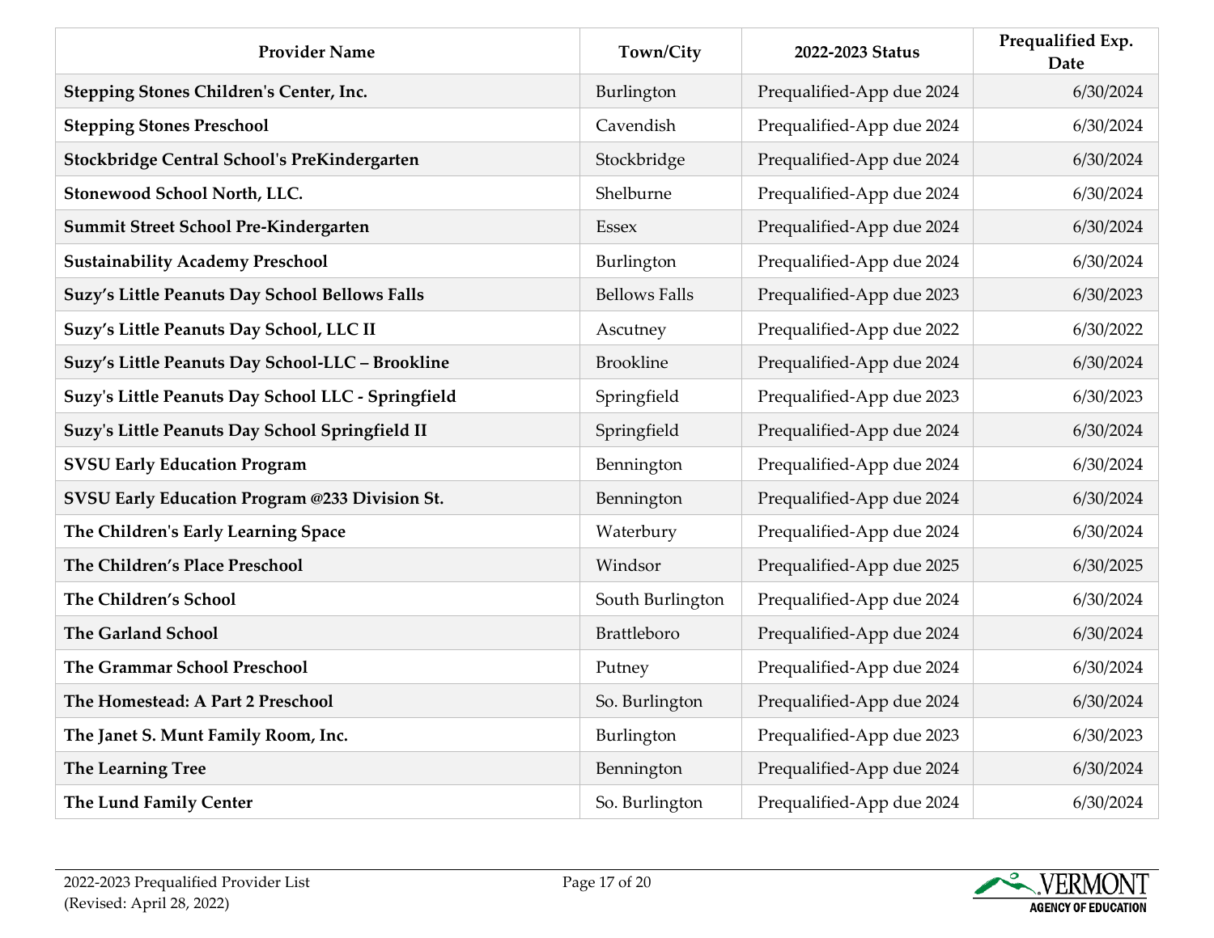| Provider Name | Town/City | 2022-2023 Status | Prequalified Exp. Date |
|---|---|---|---|
| **Stepping Stones Children's Center, Inc.** | Burlington | Prequalified-App due 2024 | 6/30/2024 |
| **Stepping Stones Preschool** | Cavendish | Prequalified-App due 2024 | 6/30/2024 |
| **Stockbridge Central School's PreKindergarten** | Stockbridge | Prequalified-App due 2024 | 6/30/2024 |
| **Stonewood School North, LLC.** | Shelburne | Prequalified-App due 2024 | 6/30/2024 |
| **Summit Street School Pre-Kindergarten** | Essex | Prequalified-App due 2024 | 6/30/2024 |
| **Sustainability Academy Preschool** | Burlington | Prequalified-App due 2024 | 6/30/2024 |
| **Suzy's Little Peanuts Day School Bellows Falls** | Bellows Falls | Prequalified-App due 2023 | 6/30/2023 |
| **Suzy's Little Peanuts Day School, LLC II** | Ascutney | Prequalified-App due 2022 | 6/30/2022 |
| **Suzy's Little Peanuts Day School-LLC – Brookline** | Brookline | Prequalified-App due 2024 | 6/30/2024 |
| **Suzy's Little Peanuts Day School LLC - Springfield** | Springfield | Prequalified-App due 2023 | 6/30/2023 |
| **Suzy's Little Peanuts Day School Springfield II** | Springfield | Prequalified-App due 2024 | 6/30/2024 |
| **SVSU Early Education Program** | Bennington | Prequalified-App due 2024 | 6/30/2024 |
| **SVSU Early Education Program @233 Division St.** | Bennington | Prequalified-App due 2024 | 6/30/2024 |
| **The Children's Early Learning Space** | Waterbury | Prequalified-App due 2024 | 6/30/2024 |
| **The Children's Place Preschool** | Windsor | Prequalified-App due 2025 | 6/30/2025 |
| **The Children's School** | South Burlington | Prequalified-App due 2024 | 6/30/2024 |
| **The Garland School** | Brattleboro | Prequalified-App due 2024 | 6/30/2024 |
| **The Grammar School Preschool** | Putney | Prequalified-App due 2024 | 6/30/2024 |
| **The Homestead: A Part 2 Preschool** | So. Burlington | Prequalified-App due 2024 | 6/30/2024 |
| **The Janet S. Munt Family Room, Inc.** | Burlington | Prequalified-App due 2023 | 6/30/2023 |
| **The Learning Tree** | Bennington | Prequalified-App due 2024 | 6/30/2024 |
| **The Lund Family Center** | So. Burlington | Prequalified-App due 2024 | 6/30/2024 |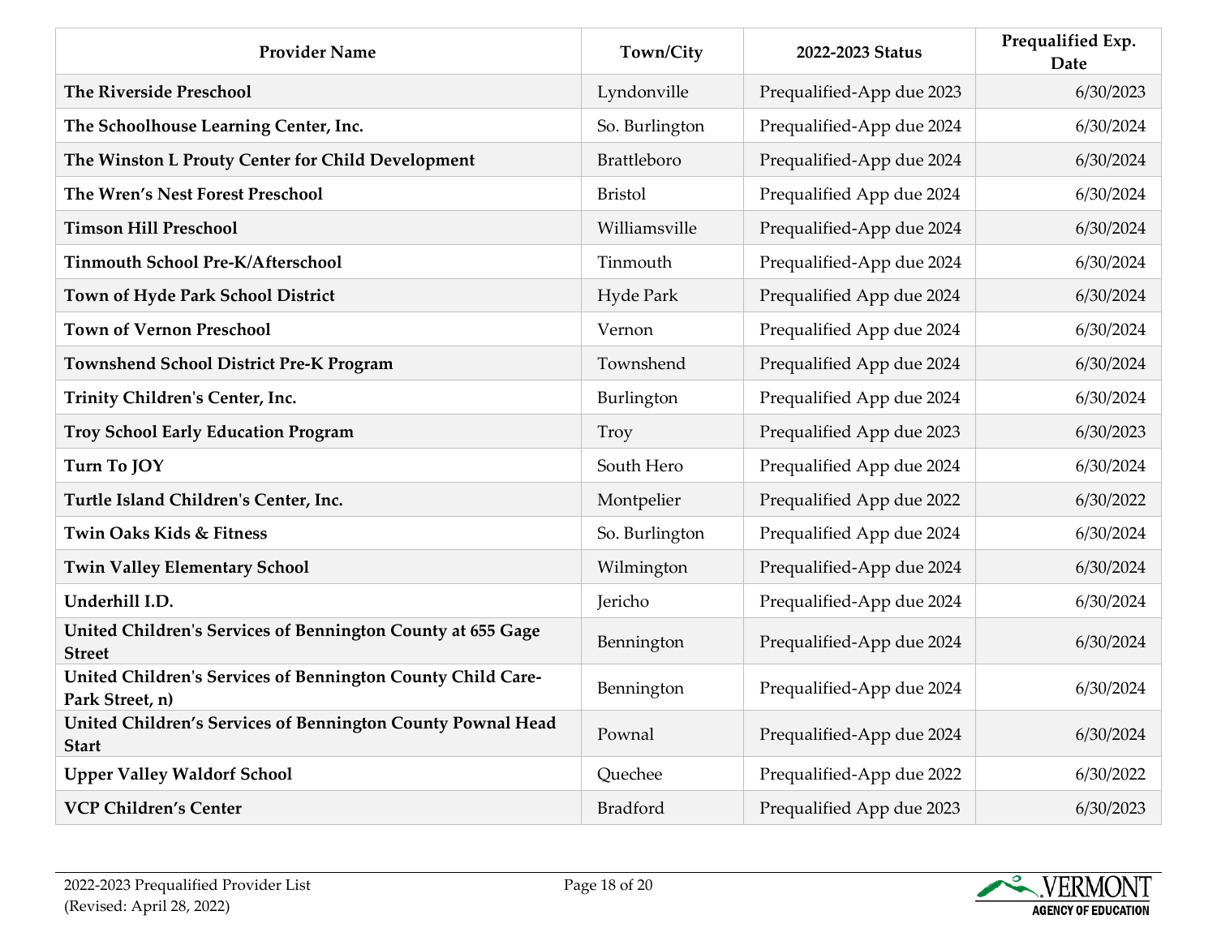| Provider Name | Town/City | 2022-2023 Status | Prequalified Exp. Date |
|---|---|---|---|
| **The Riverside Preschool** | Lyndonville | Prequalified-App due 2023 | 6/30/2023 |
| **The Schoolhouse Learning Center, Inc.** | So. Burlington | Prequalified-App due 2024 | 6/30/2024 |
| **The Winston L Prouty Center for Child Development** | Brattleboro | Prequalified-App due 2024 | 6/30/2024 |
| **The Wren's Nest Forest Preschool** | Bristol | Prequalified App due 2024 | 6/30/2024 |
| **Timson Hill Preschool** | Williamsville | Prequalified-App due 2024 | 6/30/2024 |
| **Tinmouth School Pre-K/Afterschool** | Tinmouth | Prequalified-App due 2024 | 6/30/2024 |
| **Town of Hyde Park School District** | Hyde Park | Prequalified App due 2024 | 6/30/2024 |
| **Town of Vernon Preschool** | Vernon | Prequalified App due 2024 | 6/30/2024 |
| **Townshend School District Pre-K Program** | Townshend | Prequalified App due 2024 | 6/30/2024 |
| **Trinity Children's Center, Inc.** | Burlington | Prequalified App due 2024 | 6/30/2024 |
| **Troy School Early Education Program** | Troy | Prequalified App due 2023 | 6/30/2023 |
| **Turn To JOY** | South Hero | Prequalified App due 2024 | 6/30/2024 |
| **Turtle Island Children's Center, Inc.** | Montpelier | Prequalified App due 2022 | 6/30/2022 |
| **Twin Oaks Kids & Fitness** | So. Burlington | Prequalified App due 2024 | 6/30/2024 |
| **Twin Valley Elementary School** | Wilmington | Prequalified-App due 2024 | 6/30/2024 |
| **Underhill I.D.** | Jericho | Prequalified-App due 2024 | 6/30/2024 |
| **United Children's Services of Bennington County at 655 Gage Street** | Bennington | Prequalified-App due 2024 | 6/30/2024 |
| **United Children's Services of Bennington County Child Care-Park Street, n)** | Bennington | Prequalified-App due 2024 | 6/30/2024 |
| **United Children's Services of Bennington County Pownal Head Start** | Pownal | Prequalified-App due 2024 | 6/30/2024 |
| **Upper Valley Waldorf School** | Quechee | Prequalified-App due 2022 | 6/30/2022 |
| **VCP Children's Center** | Bradford | Prequalified App due 2023 | 6/30/2023 |

2022-2023 Prequalified Provider List
(Revised: April 28, 2022)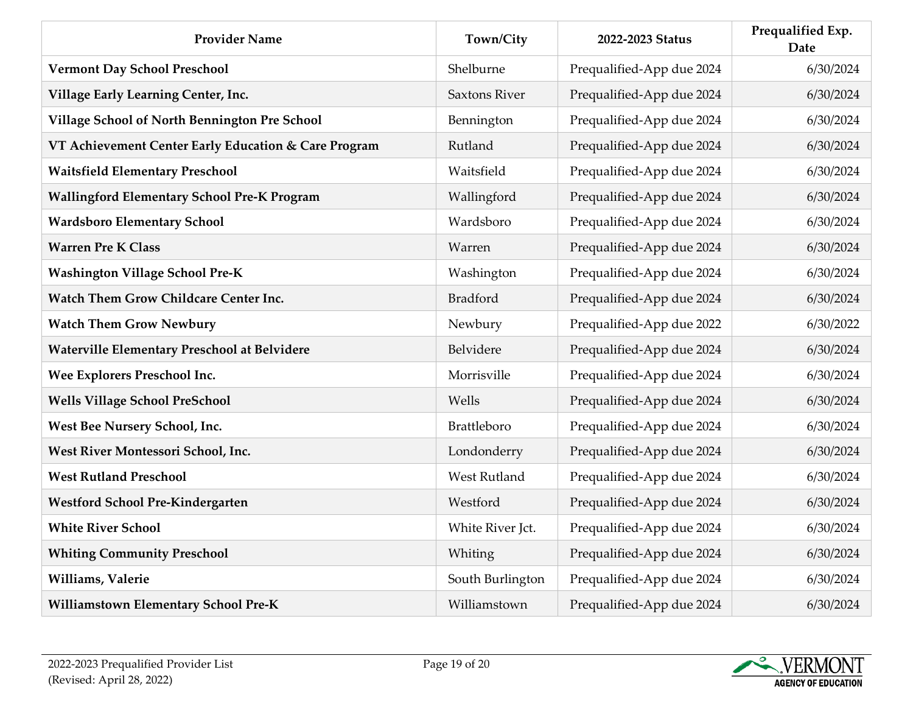| Provider Name | Town/City | 2022-2023 Status | Prequalified Exp. Date |
|---|---|---|---|
| **Vermont Day School Preschool** | Shelburne | Prequalified-App due 2024 | 6/30/2024 |
| **Village Early Learning Center, Inc.** | Saxtons River | Prequalified-App due 2024 | 6/30/2024 |
| **Village School of North Bennington Pre School** | Bennington | Prequalified-App due 2024 | 6/30/2024 |
| **VT Achievement Center Early Education & Care Program** | Rutland | Prequalified-App due 2024 | 6/30/2024 |
| **Waitsfield Elementary Preschool** | Waitsfield | Prequalified-App due 2024 | 6/30/2024 |
| **Wallingford Elementary School Pre-K Program** | Wallingford | Prequalified-App due 2024 | 6/30/2024 |
| **Wardsboro Elementary School** | Wardsboro | Prequalified-App due 2024 | 6/30/2024 |
| **Warren Pre K Class** | Warren | Prequalified-App due 2024 | 6/30/2024 |
| **Washington Village School Pre-K** | Washington | Prequalified-App due 2024 | 6/30/2024 |
| **Watch Them Grow Childcare Center Inc.** | Bradford | Prequalified-App due 2024 | 6/30/2024 |
| **Watch Them Grow Newbury** | Newbury | Prequalified-App due 2022 | 6/30/2022 |
| **Waterville Elementary Preschool at Belvidere** | Belvidere | Prequalified-App due 2024 | 6/30/2024 |
| **Wee Explorers Preschool Inc.** | Morrisville | Prequalified-App due 2024 | 6/30/2024 |
| **Wells Village School PreSchool** | Wells | Prequalified-App due 2024 | 6/30/2024 |
| **West Bee Nursery School, Inc.** | Brattleboro | Prequalified-App due 2024 | 6/30/2024 |
| **West River Montessori School, Inc.** | Londonderry | Prequalified-App due 2024 | 6/30/2024 |
| **West Rutland Preschool** | West Rutland | Prequalified-App due 2024 | 6/30/2024 |
| **Westford School Pre-Kindergarten** | Westford | Prequalified-App due 2024 | 6/30/2024 |
| **White River School** | White River Jct. | Prequalified-App due 2024 | 6/30/2024 |
| **Whiting Community Preschool** | Whiting | Prequalified-App due 2024 | 6/30/2024 |
| **Williams, Valerie** | South Burlington | Prequalified-App due 2024 | 6/30/2024 |
| **Williamstown Elementary School Pre-K** | Williamstown | Prequalified-App due 2024 | 6/30/2024 |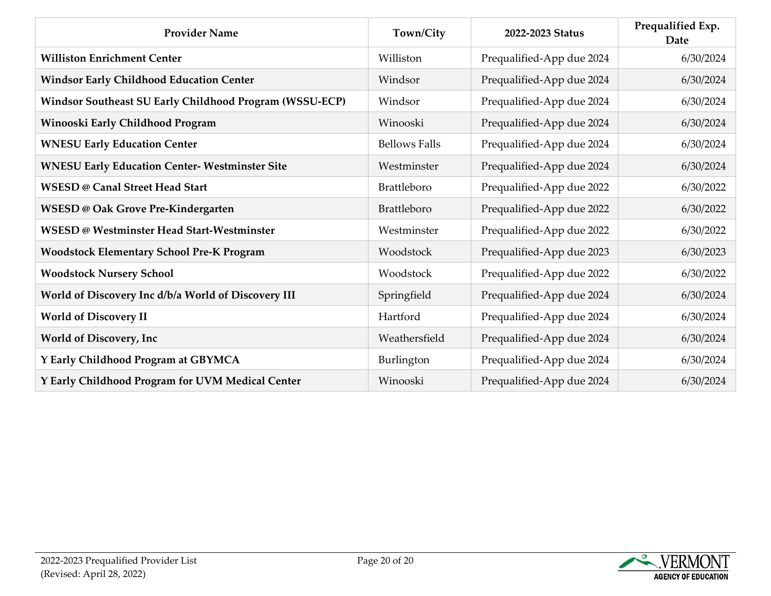| Provider Name | Town/City | 2022-2023 Status | Prequalified Exp. Date |
|---|---|---|---|
| **Williston Enrichment Center** | Williston | Prequalified-App due 2024 | 6/30/2024 |
| **Windsor Early Childhood Education Center** | Windsor | Prequalified-App due 2024 | 6/30/2024 |
| **Windsor Southeast SU Early Childhood Program (WSSU-ECP)** | Windsor | Prequalified-App due 2024 | 6/30/2024 |
| **Winooski Early Childhood Program** | Winooski | Prequalified-App due 2024 | 6/30/2024 |
| **WNESU Early Education Center** | Bellows Falls | Prequalified-App due 2024 | 6/30/2024 |
| **WNESU Early Education Center- Westminster Site** | Westminster | Prequalified-App due 2024 | 6/30/2024 |
| **WSESD @ Canal Street Head Start** | Brattleboro | Prequalified-App due 2022 | 6/30/2022 |
| **WSESD @ Oak Grove Pre-Kindergarten** | Brattleboro | Prequalified-App due 2022 | 6/30/2022 |
| **WSESD @ Westminster Head Start-Westminster** | Westminster | Prequalified-App due 2022 | 6/30/2022 |
| **Woodstock Elementary School Pre-K Program** | Woodstock | Prequalified-App due 2023 | 6/30/2023 |
| **Woodstock Nursery School** | Woodstock | Prequalified-App due 2022 | 6/30/2022 |
| **World of Discovery Inc d/b/a World of Discovery III** | Springfield | Prequalified-App due 2024 | 6/30/2024 |
| **World of Discovery II** | Hartford | Prequalified-App due 2024 | 6/30/2024 |
| **World of Discovery, Inc** | Weathersfield | Prequalified-App due 2024 | 6/30/2024 |
| **Y Early Childhood Program at GBYMCA** | Burlington | Prequalified-App due 2024 | 6/30/2024 |
| **Y Early Childhood Program for UVM Medical Center** | Winooski | Prequalified-App due 2024 | 6/30/2024 |